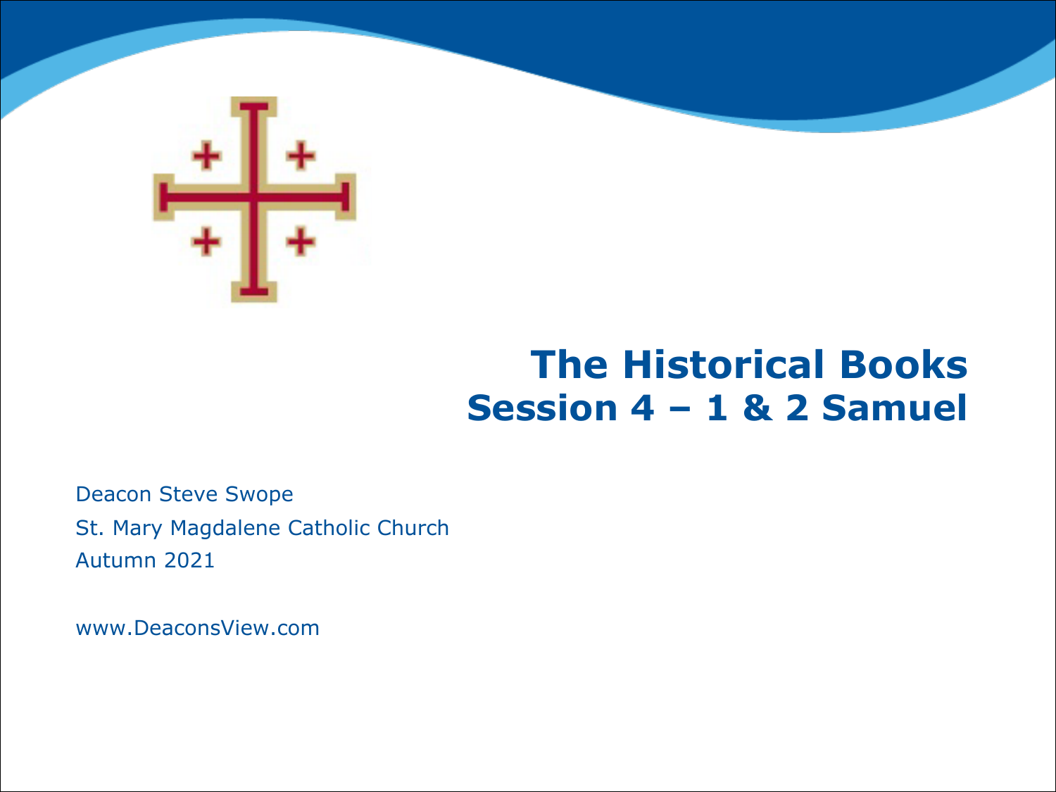# The Historical Books
## Session 4 – 1 & 2 Samuel

Deacon Steve Swope

St. Mary Magdalene Catholic Church

Autumn 2021

www.DeaconsView.com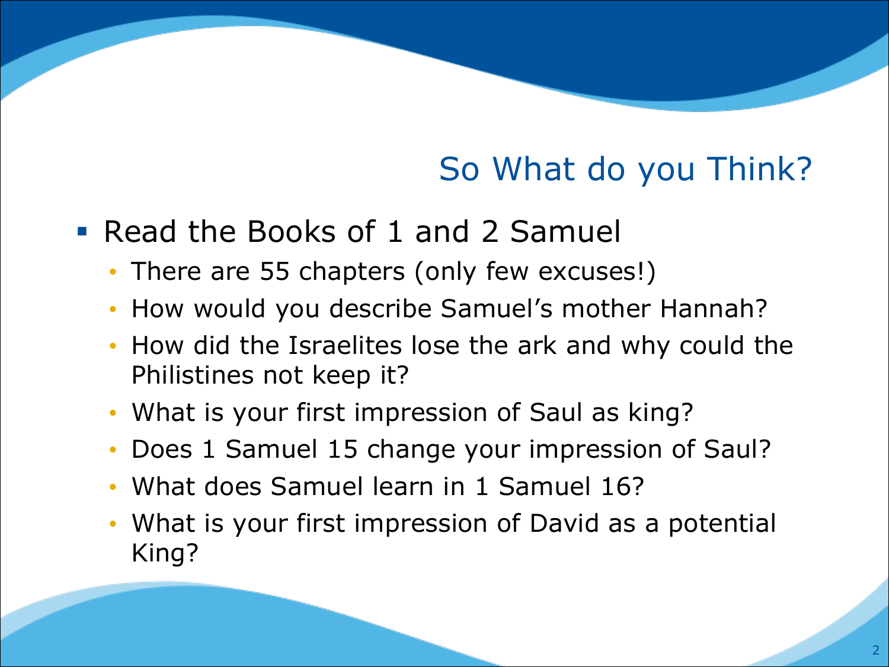## So What do you Think?

- Read the Books of 1 and 2 Samuel
  - There are 55 chapters (only few excuses!)
  - How would you describe Samuel's mother Hannah?
  - How did the Israelites lose the ark and why could the Philistines not keep it?
  - What is your first impression of Saul as king?
  - Does 1 Samuel 15 change your impression of Saul?
  - What does Samuel learn in 1 Samuel 16?
  - What is your first impression of David as a potential King?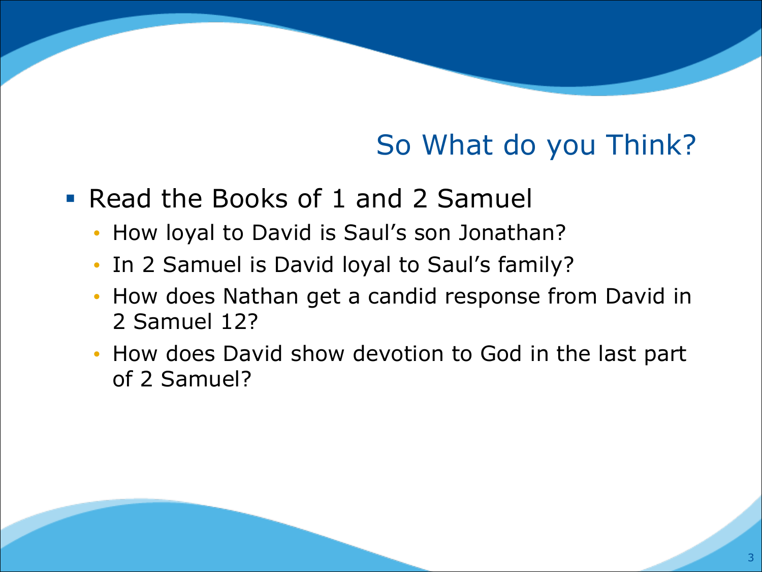## So What do you Think?

- Read the Books of 1 and 2 Samuel
  - How loyal to David is Saul's son Jonathan?
  - In 2 Samuel is David loyal to Saul's family?
  - How does Nathan get a candid response from David in 2 Samuel 12?
  - How does David show devotion to God in the last part of 2 Samuel?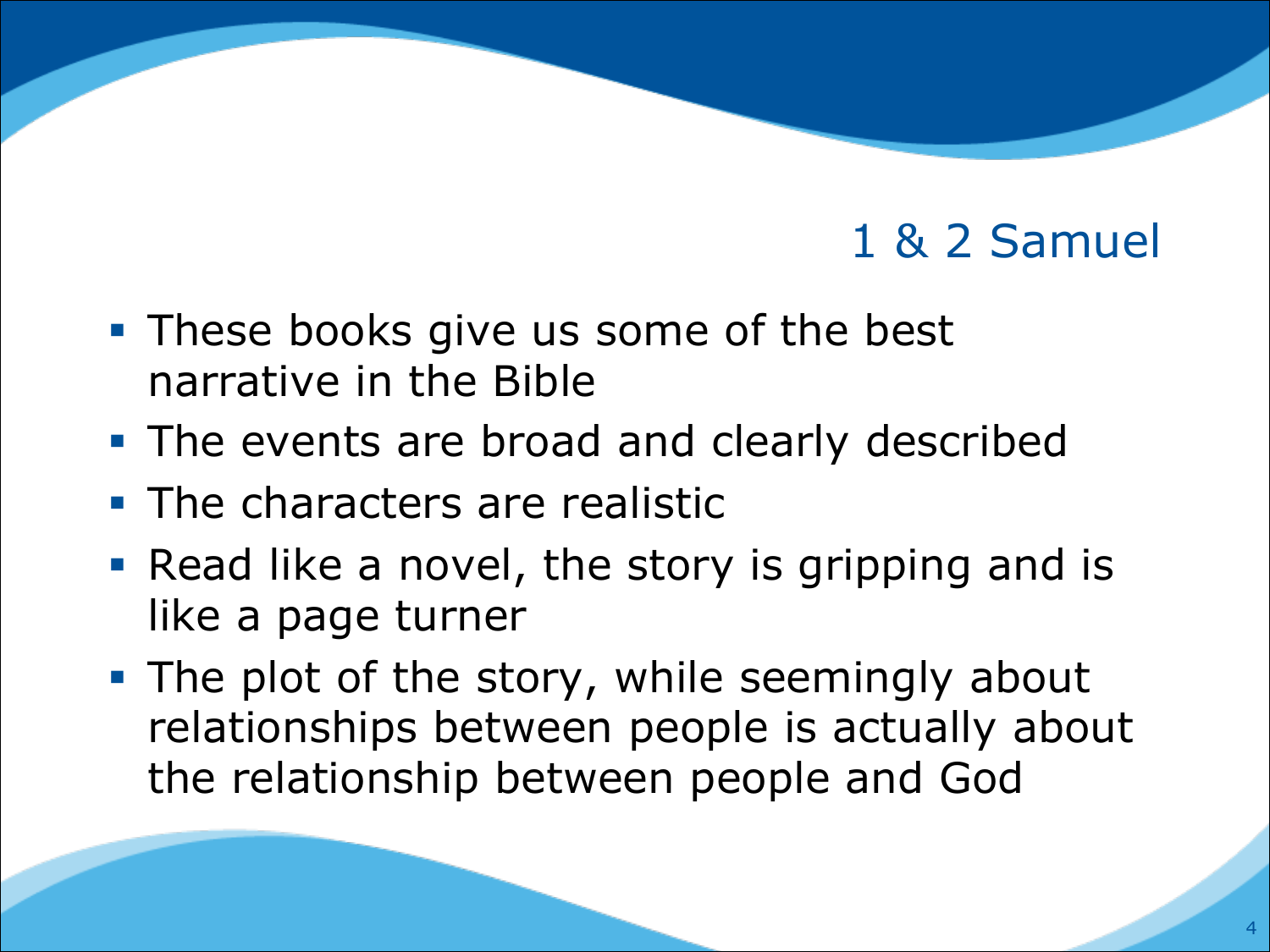## 1 & 2 Samuel

- These books give us some of the best narrative in the Bible
- The events are broad and clearly described
- The characters are realistic
- Read like a novel, the story is gripping and is like a page turner
- The plot of the story, while seemingly about relationships between people is actually about the relationship between people and God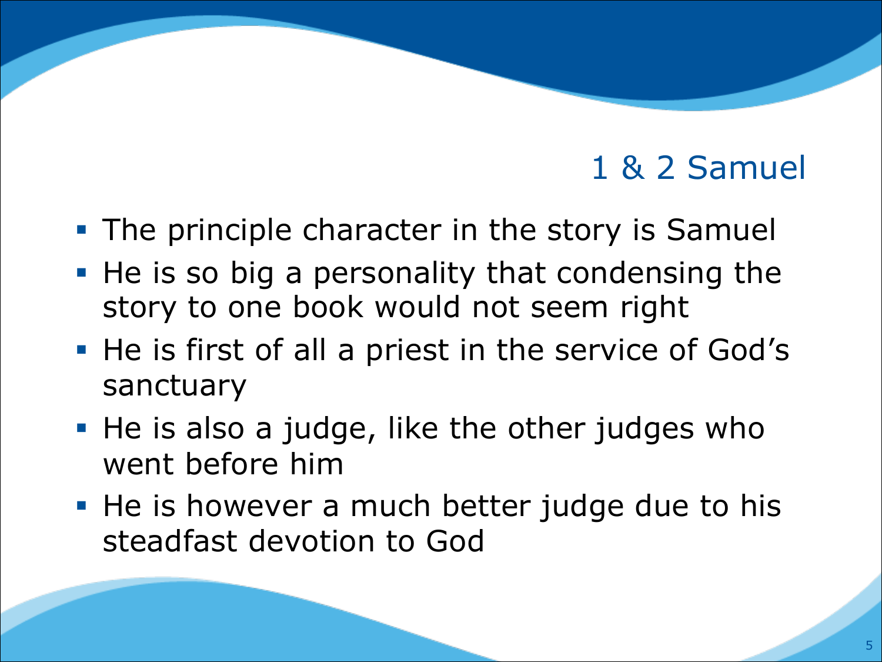# 1 & 2 Samuel

- The principle character in the story is Samuel
- He is so big a personality that condensing the story to one book would not seem right
- He is first of all a priest in the service of God's sanctuary
- He is also a judge, like the other judges who went before him
- He is however a much better judge due to his steadfast devotion to God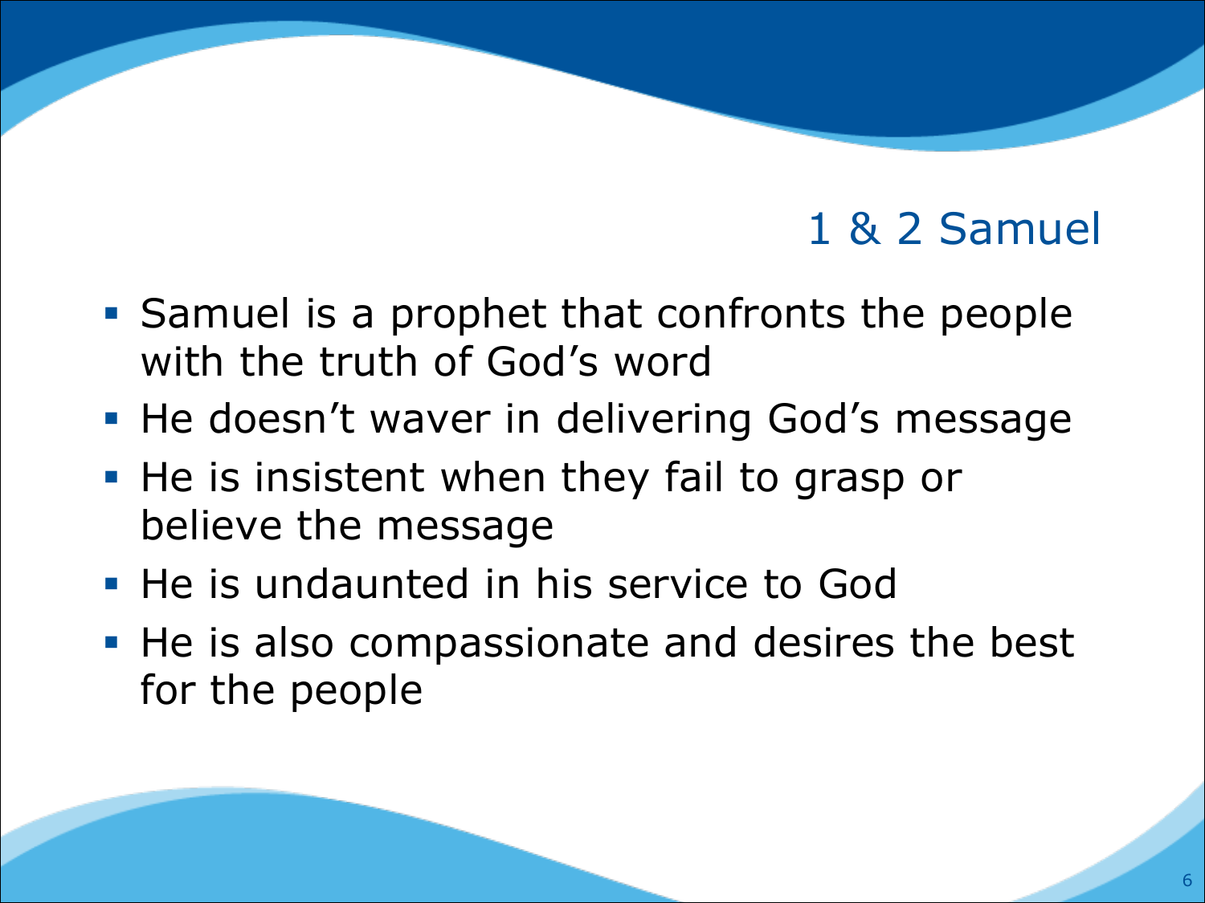## 1 & 2 Samuel

- Samuel is a prophet that confronts the people with the truth of God's word
- He doesn't waver in delivering God's message
- He is insistent when they fail to grasp or believe the message
- He is undaunted in his service to God
- He is also compassionate and desires the best for the people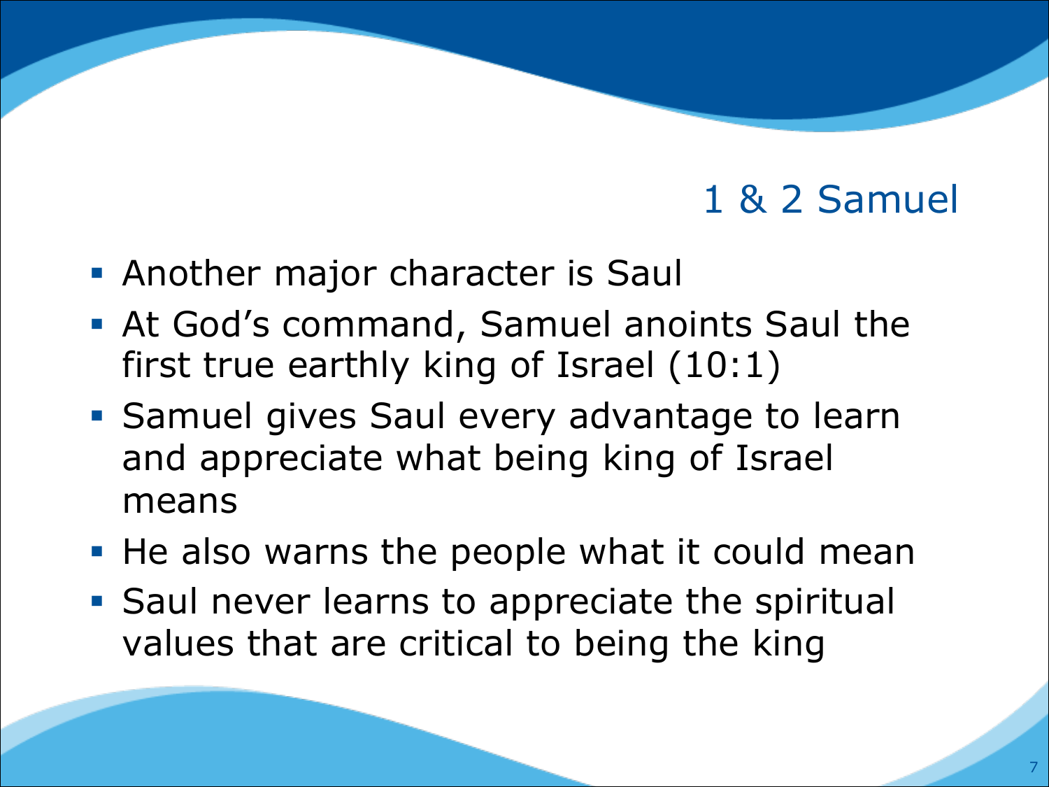# 1 & 2 Samuel

- Another major character is Saul
- At God's command, Samuel anoints Saul the first true earthly king of Israel (10:1)
- Samuel gives Saul every advantage to learn and appreciate what being king of Israel means
- He also warns the people what it could mean
- Saul never learns to appreciate the spiritual values that are critical to being the king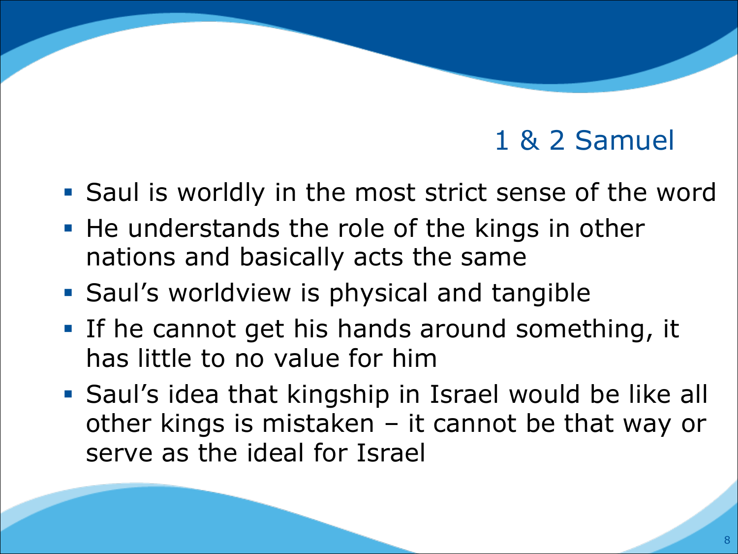## 1 & 2 Samuel

- Saul is worldly in the most strict sense of the word
- He understands the role of the kings in other nations and basically acts the same
- Saul's worldview is physical and tangible
- If he cannot get his hands around something, it has little to no value for him
- Saul's idea that kingship in Israel would be like all other kings is mistaken – it cannot be that way or serve as the ideal for Israel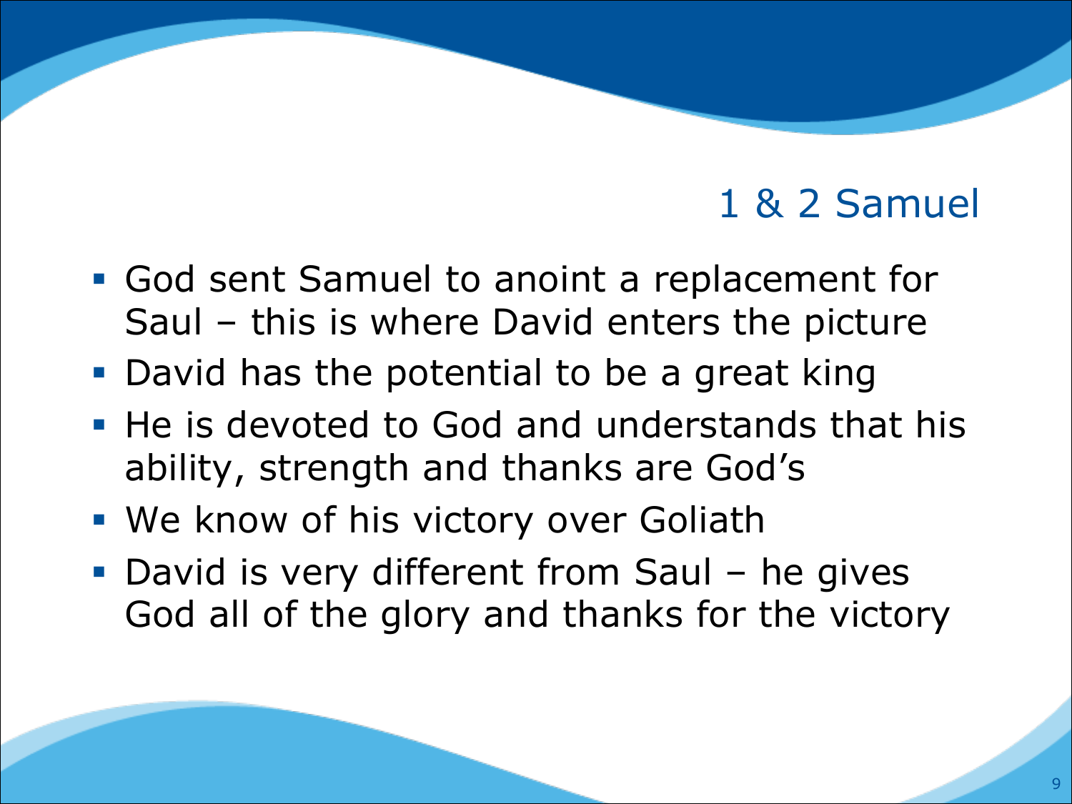## 1 & 2 Samuel

- God sent Samuel to anoint a replacement for Saul – this is where David enters the picture
- David has the potential to be a great king
- He is devoted to God and understands that his ability, strength and thanks are God's
- We know of his victory over Goliath
- David is very different from Saul – he gives God all of the glory and thanks for the victory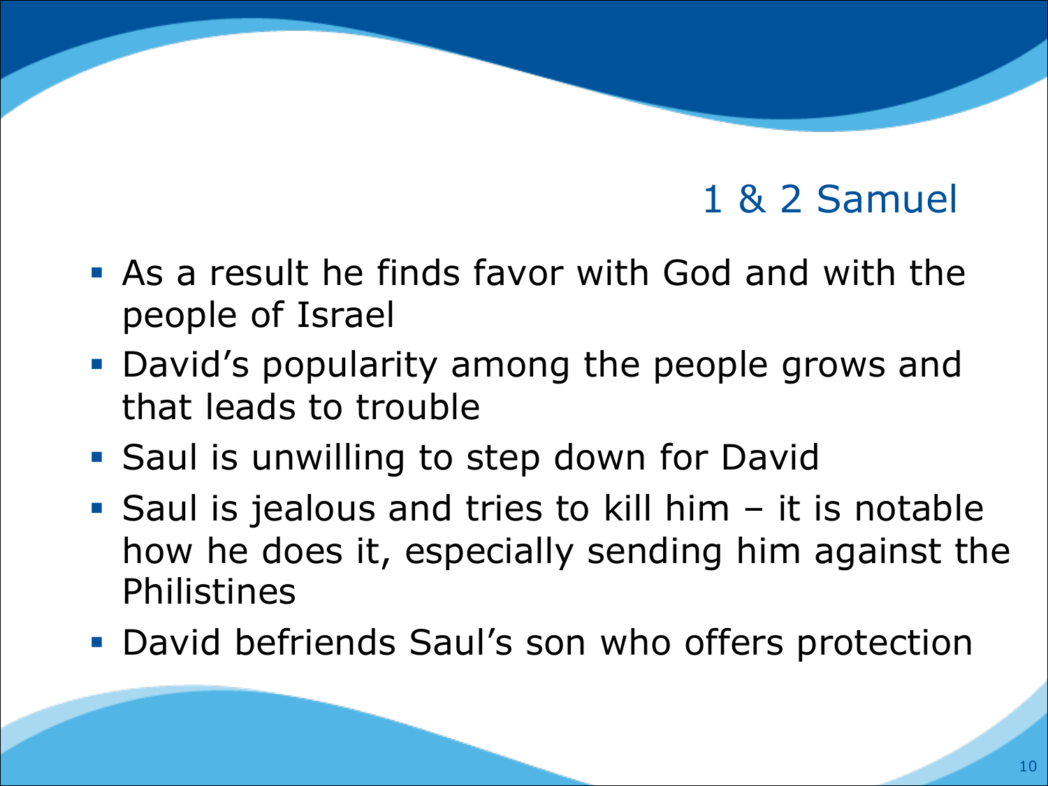## 1 & 2 Samuel

- As a result he finds favor with God and with the people of Israel
- David's popularity among the people grows and that leads to trouble
- Saul is unwilling to step down for David
- Saul is jealous and tries to kill him – it is notable how he does it, especially sending him against the Philistines
- David befriends Saul's son who offers protection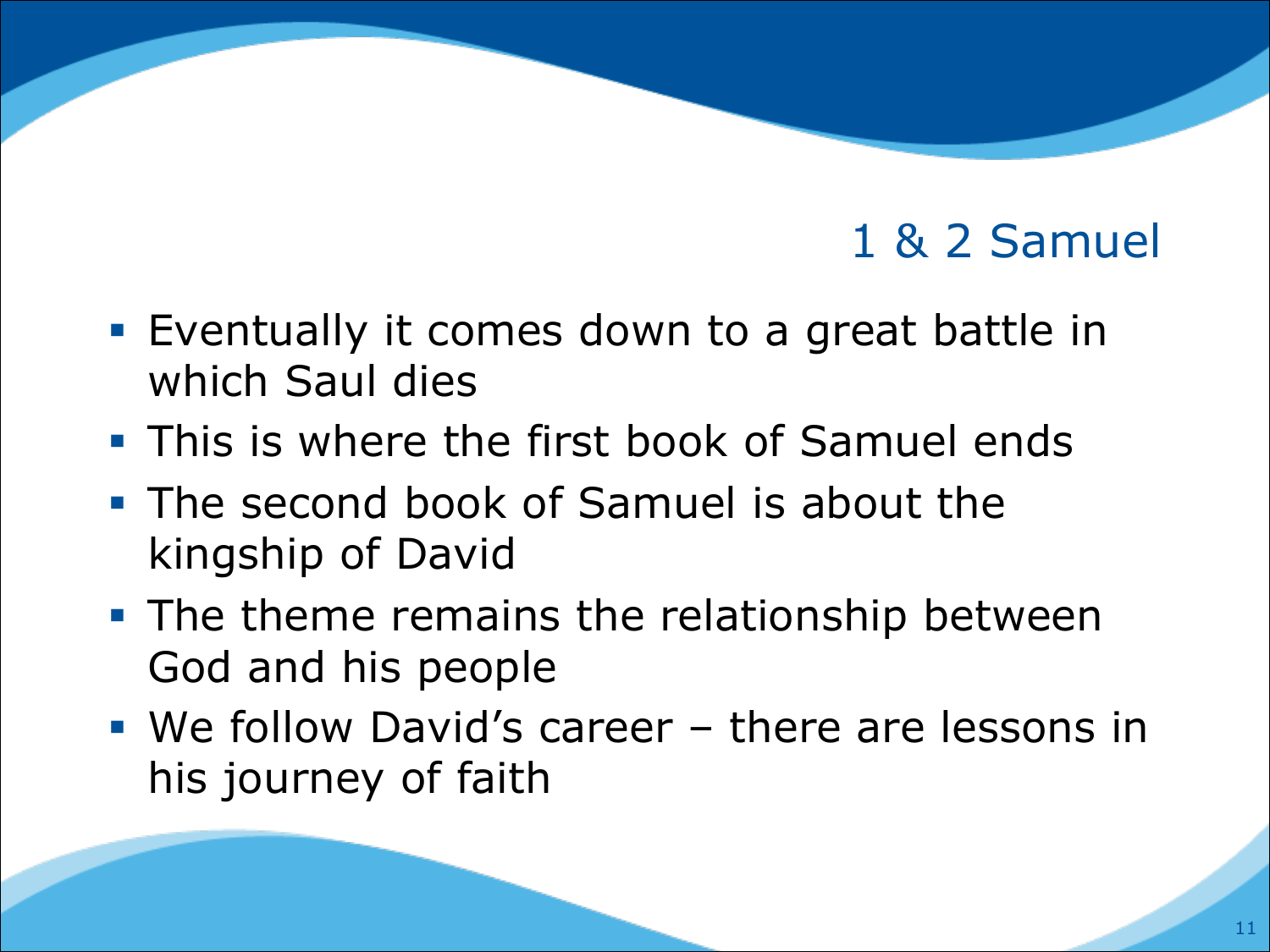## 1 & 2 Samuel

- Eventually it comes down to a great battle in which Saul dies
- This is where the first book of Samuel ends
- The second book of Samuel is about the kingship of David
- The theme remains the relationship between God and his people
- We follow David's career – there are lessons in his journey of faith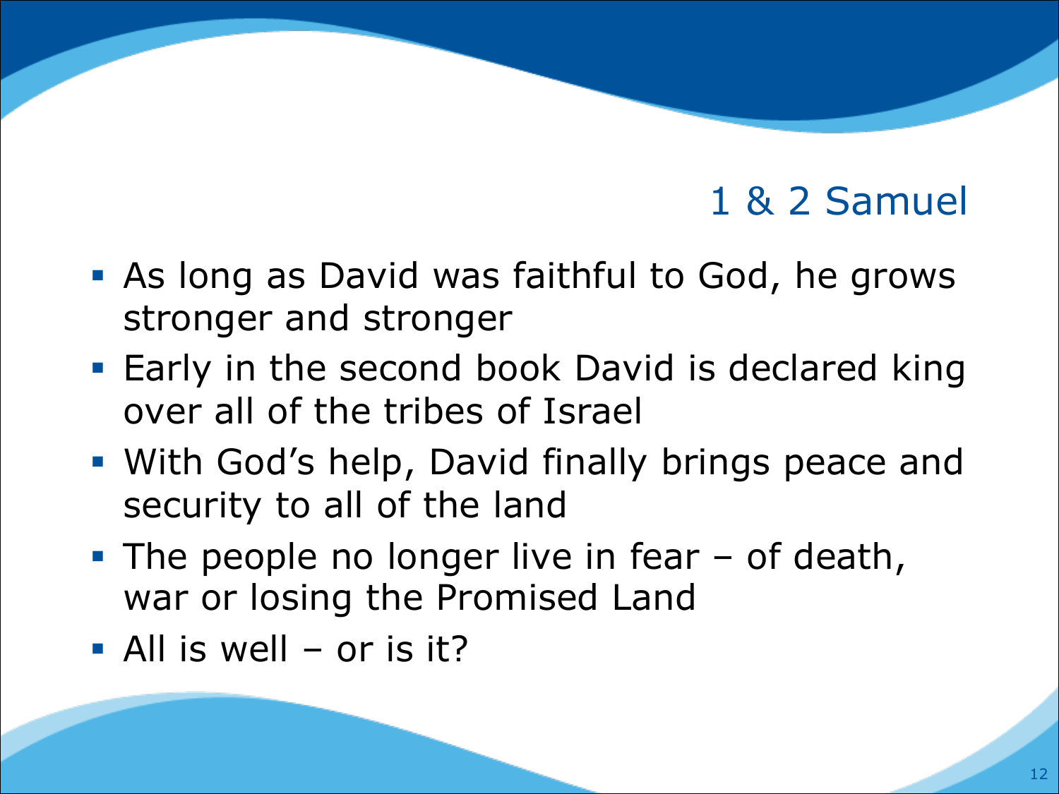## 1 & 2 Samuel

- As long as David was faithful to God, he grows stronger and stronger
- Early in the second book David is declared king over all of the tribes of Israel
- With God's help, David finally brings peace and security to all of the land
- The people no longer live in fear – of death, war or losing the Promised Land
- All is well – or is it?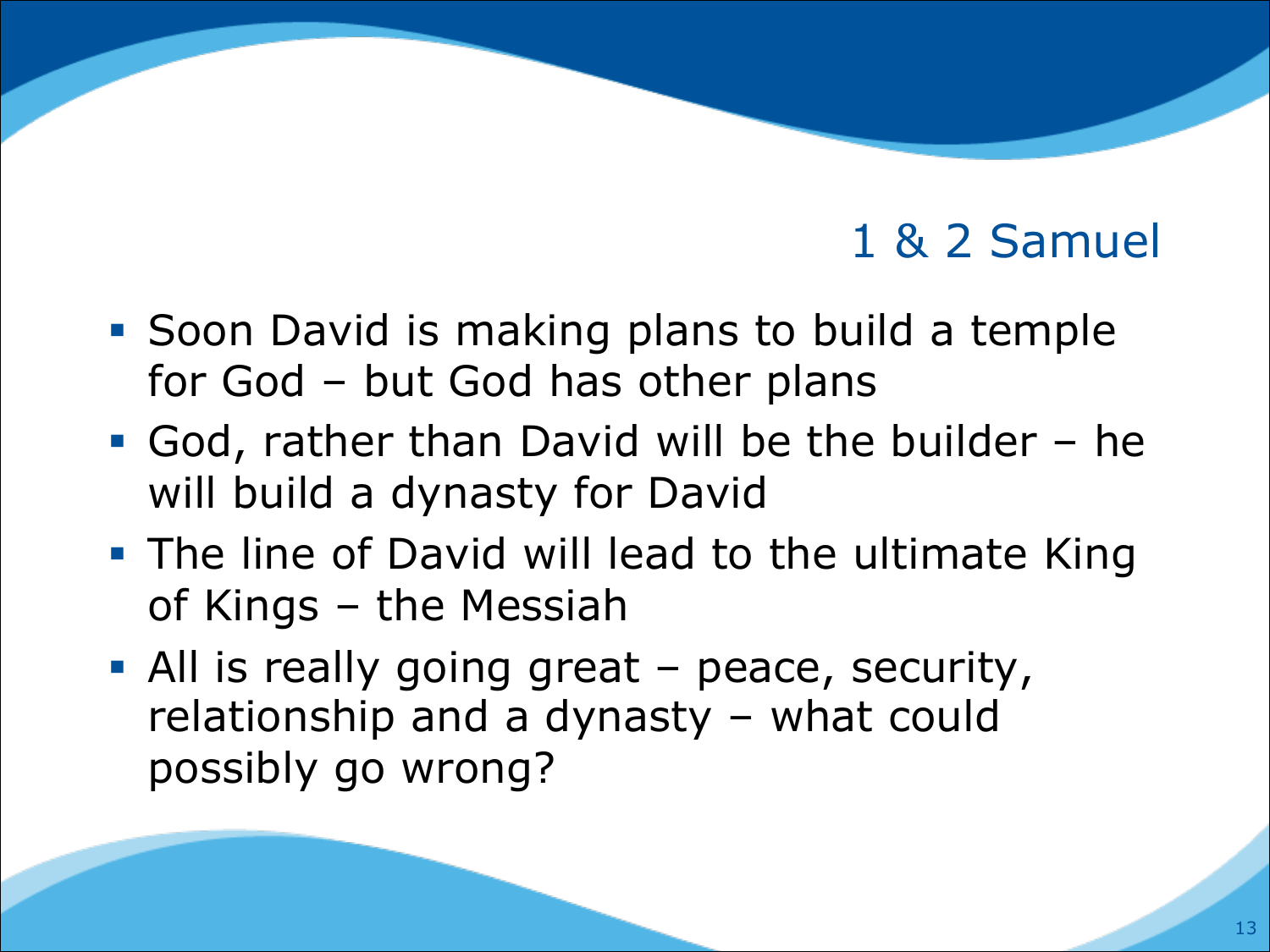# 1 & 2 Samuel

- Soon David is making plans to build a temple for God – but God has other plans
- God, rather than David will be the builder – he will build a dynasty for David
- The line of David will lead to the ultimate King of Kings – the Messiah
- All is really going great – peace, security, relationship and a dynasty – what could possibly go wrong?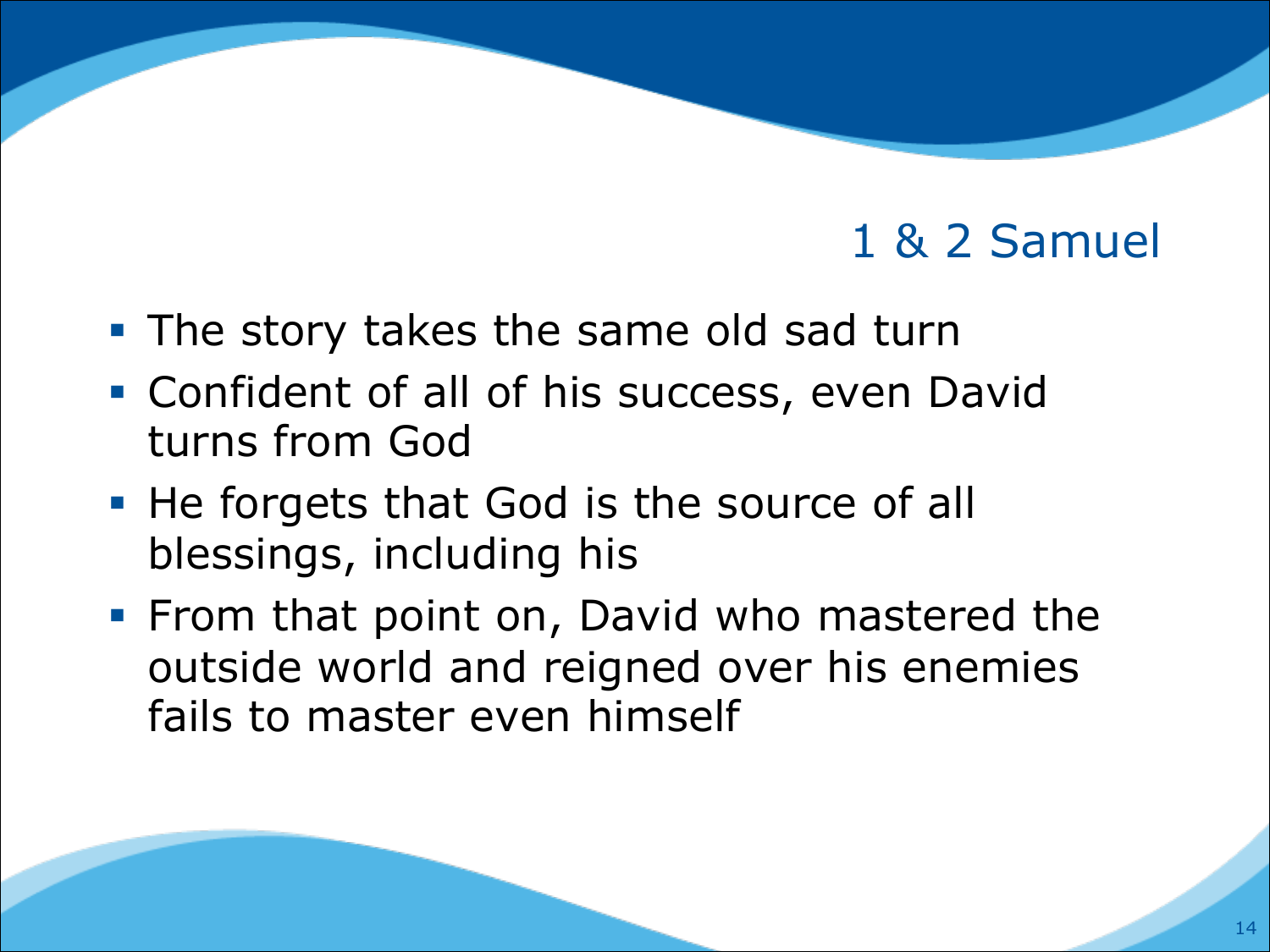# 1 & 2 Samuel

- The story takes the same old sad turn
- Confident of all of his success, even David turns from God
- He forgets that God is the source of all blessings, including his
- From that point on, David who mastered the outside world and reigned over his enemies fails to master even himself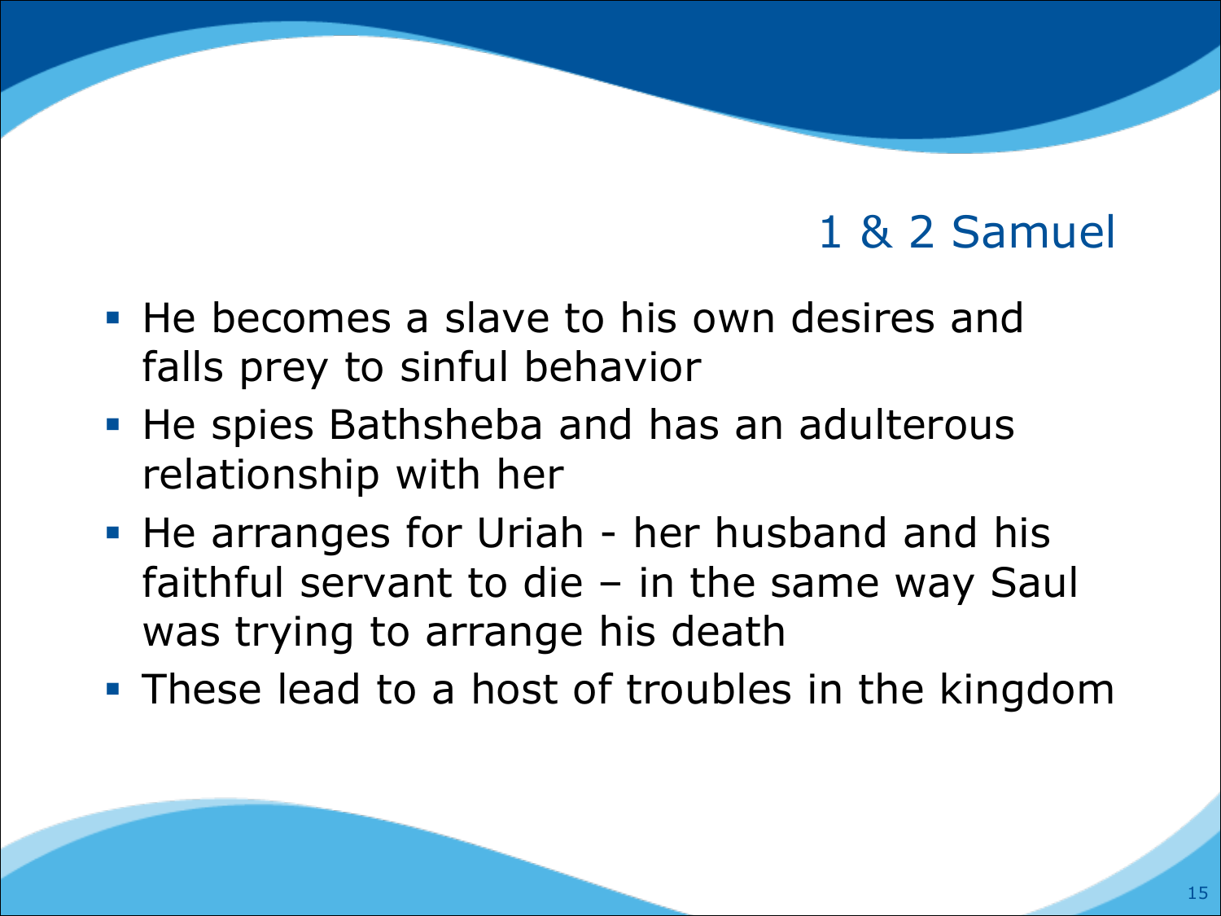## 1 & 2 Samuel

- He becomes a slave to his own desires and falls prey to sinful behavior
- He spies Bathsheba and has an adulterous relationship with her
- He arranges for Uriah - her husband and his faithful servant to die – in the same way Saul was trying to arrange his death
- These lead to a host of troubles in the kingdom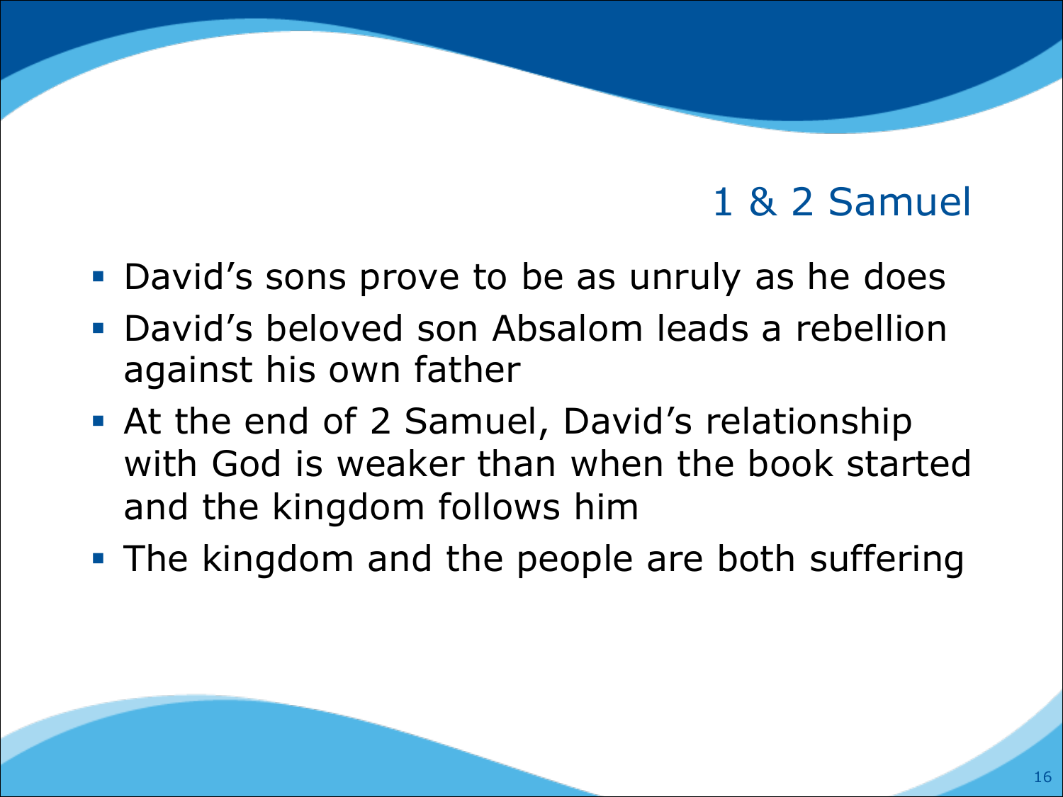# 1 & 2 Samuel

- David's sons prove to be as unruly as he does
- David's beloved son Absalom leads a rebellion against his own father
- At the end of 2 Samuel, David's relationship with God is weaker than when the book started and the kingdom follows him
- The kingdom and the people are both suffering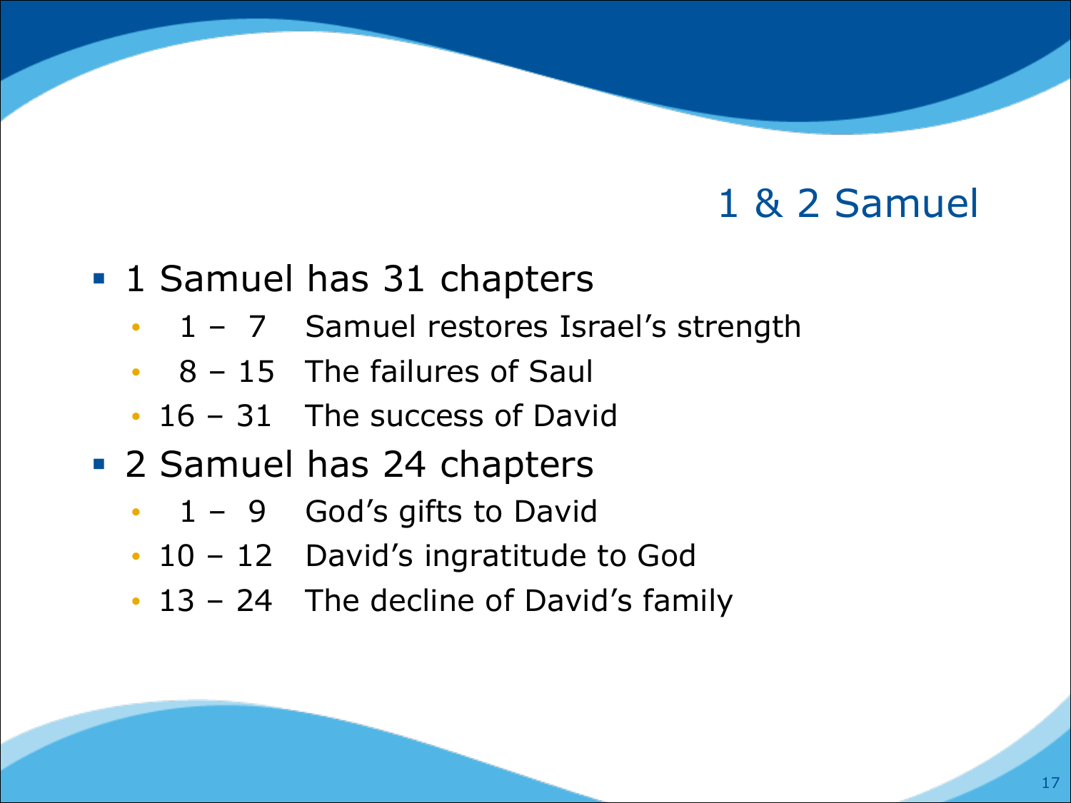# 1 & 2 Samuel

- 1 Samuel has 31 chapters
  - 1 – 7 Samuel restores Israel's strength
  - 8 – 15 The failures of Saul
  - 16 – 31 The success of David
- 2 Samuel has 24 chapters
  - 1 – 9 God's gifts to David
  - 10 – 12 David's ingratitude to God
  - 13 – 24 The decline of David's family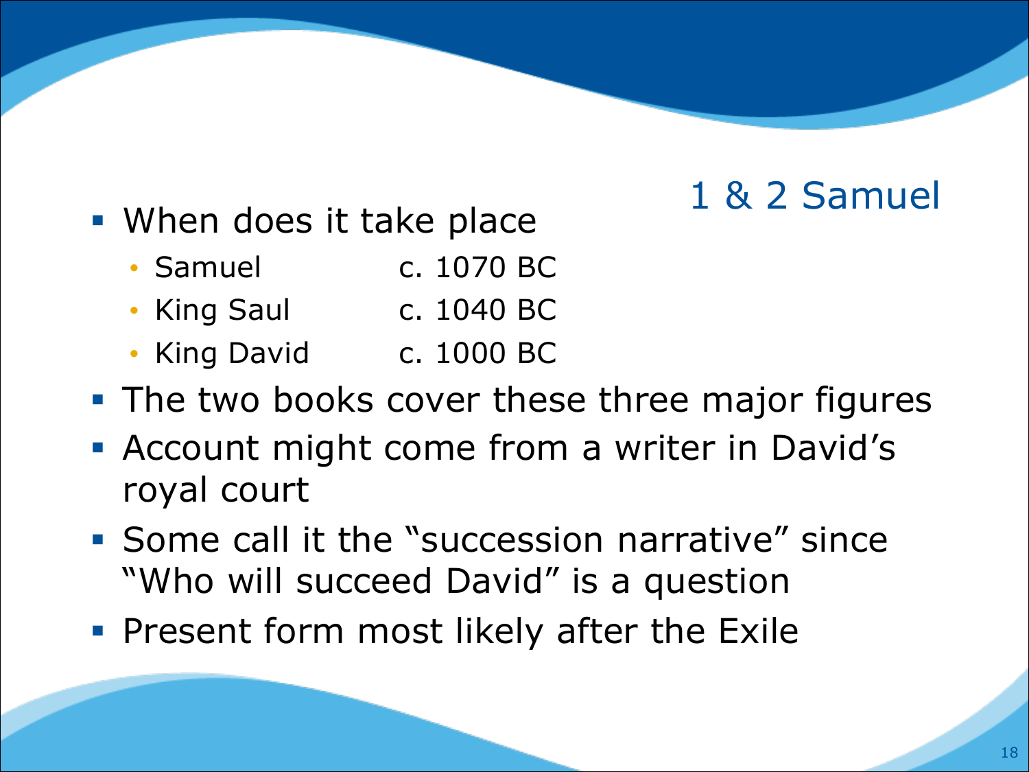# 1 & 2 Samuel

- When does it take place
  - Samuel c. 1070 BC
  - King Saul c. 1040 BC
  - King David c. 1000 BC
- The two books cover these three major figures
- Account might come from a writer in David's royal court
- Some call it the "succession narrative" since "Who will succeed David" is a question
- Present form most likely after the Exile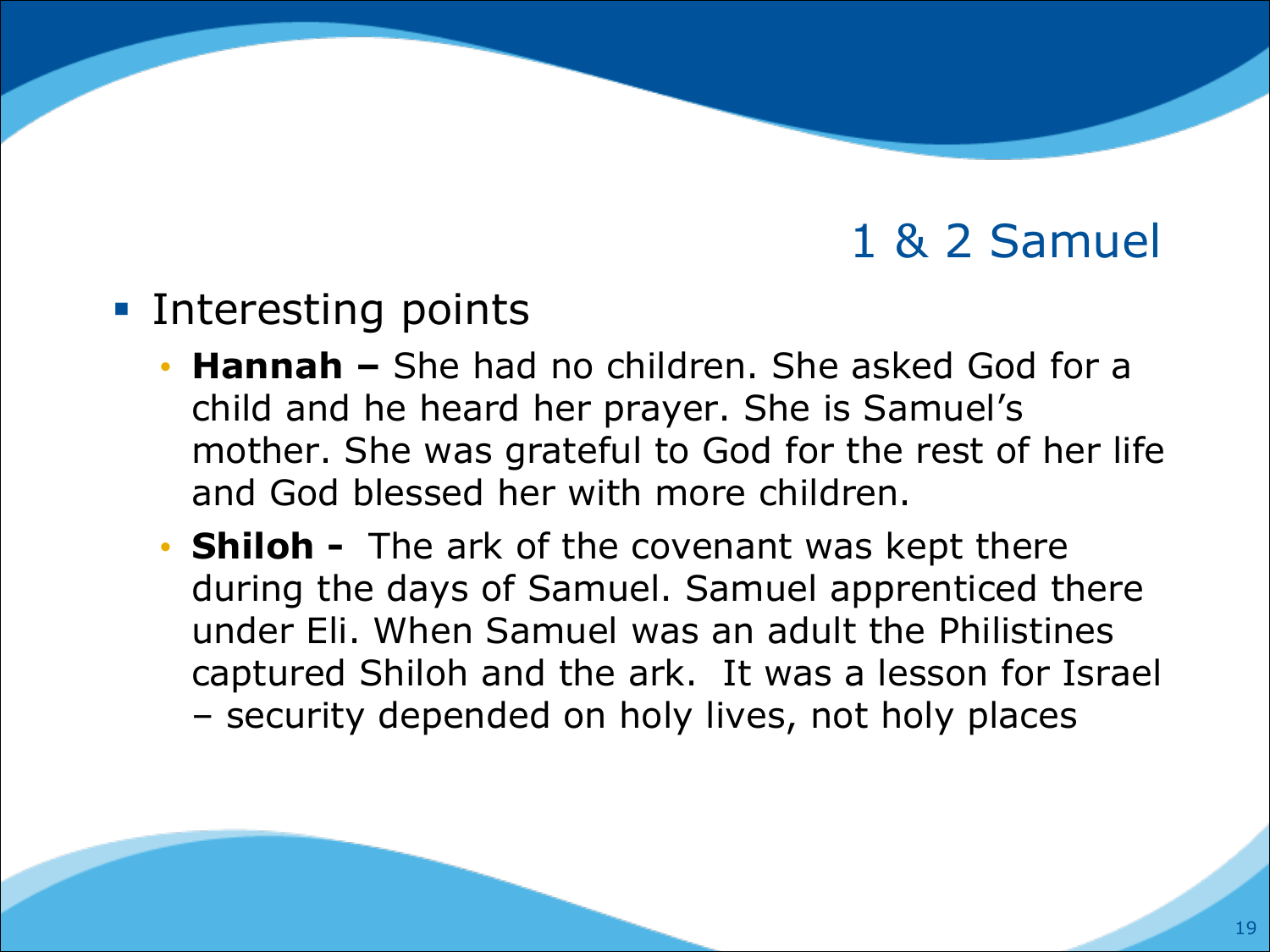# 1 & 2 Samuel

- Interesting points
  - **Hannah –** She had no children. She asked God for a child and he heard her prayer. She is Samuel's mother. She was grateful to God for the rest of her life and God blessed her with more children.
  - **Shiloh -** The ark of the covenant was kept there during the days of Samuel. Samuel apprenticed there under Eli. When Samuel was an adult the Philistines captured Shiloh and the ark. It was a lesson for Israel – security depended on holy lives, not holy places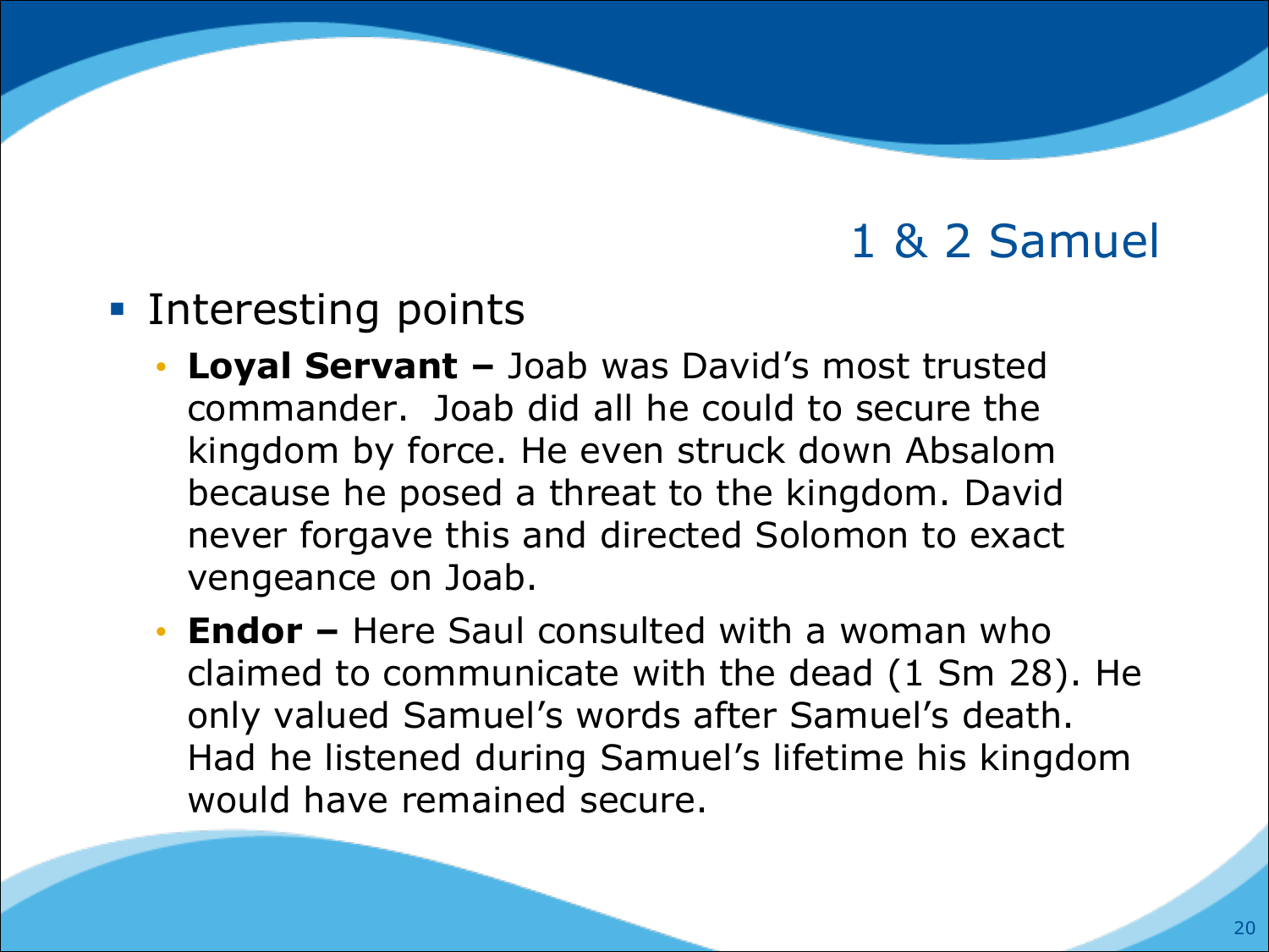# 1 & 2 Samuel

- Interesting points
  - **Loyal Servant –** Joab was David's most trusted commander. Joab did all he could to secure the kingdom by force. He even struck down Absalom because he posed a threat to the kingdom. David never forgave this and directed Solomon to exact vengeance on Joab.
  - **Endor –** Here Saul consulted with a woman who claimed to communicate with the dead (1 Sm 28). He only valued Samuel's words after Samuel's death. Had he listened during Samuel's lifetime his kingdom would have remained secure.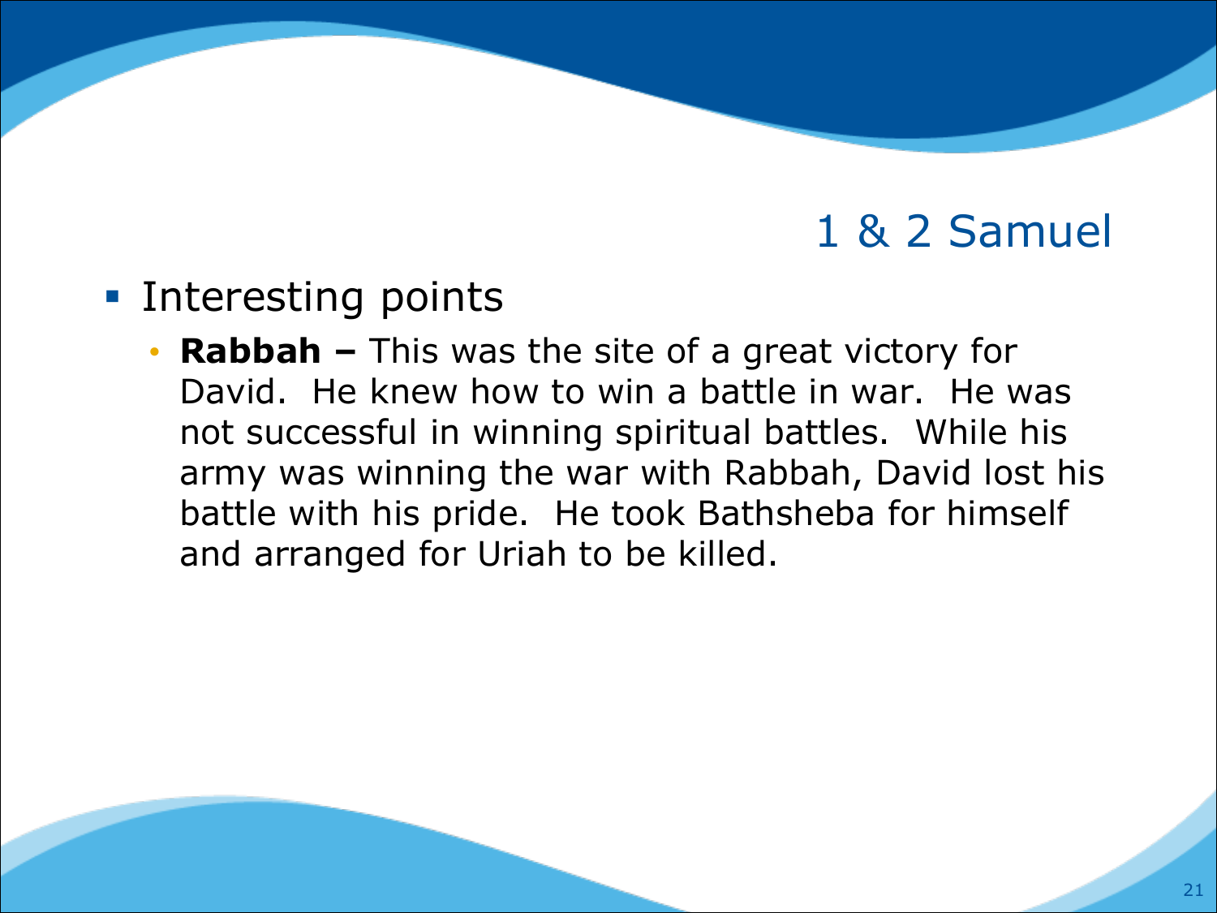## 1 & 2 Samuel

- Interesting points
  - **Rabbah –** This was the site of a great victory for David. He knew how to win a battle in war. He was not successful in winning spiritual battles. While his army was winning the war with Rabbah, David lost his battle with his pride. He took Bathsheba for himself and arranged for Uriah to be killed.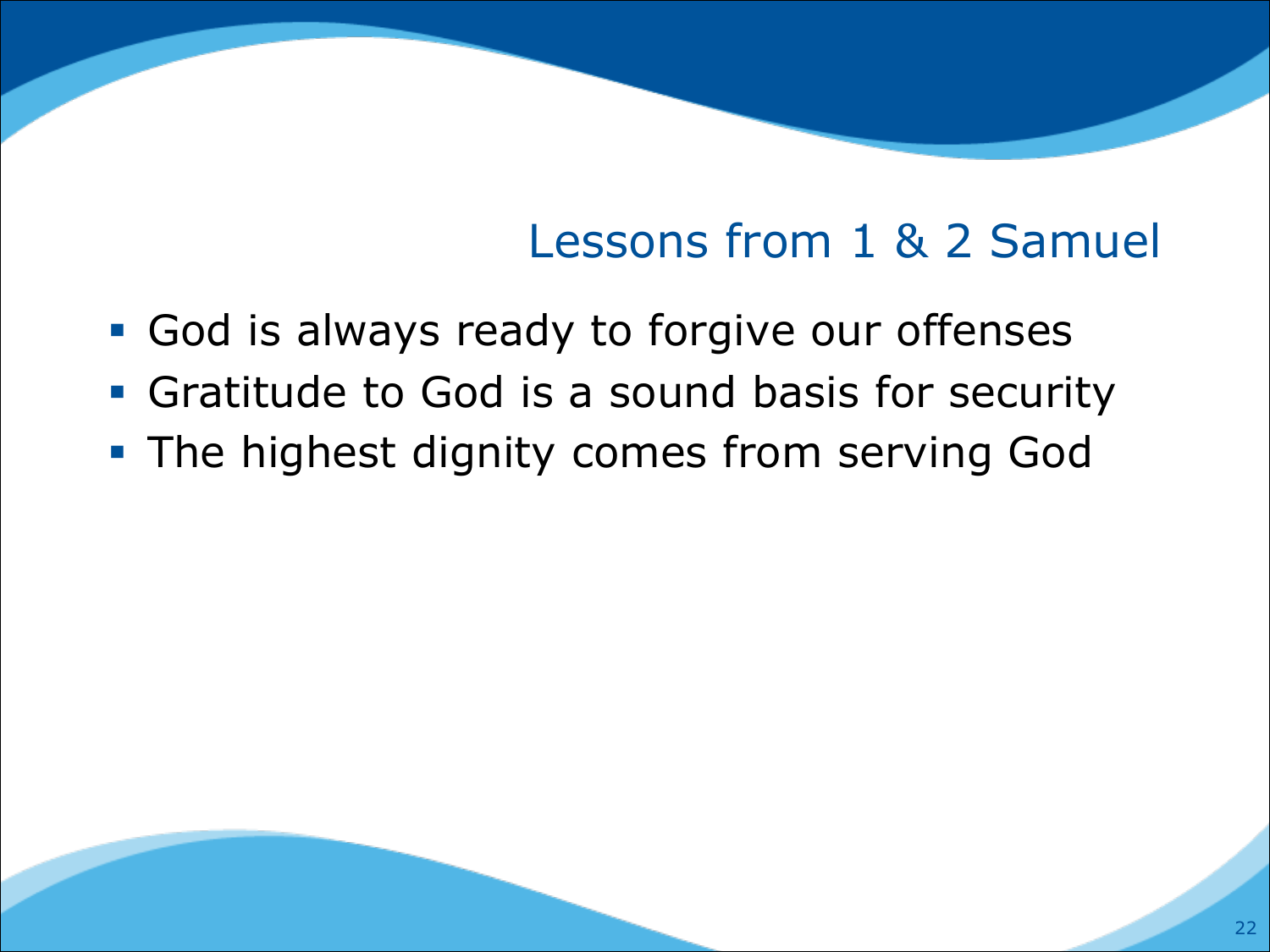## Lessons from 1 & 2 Samuel

- God is always ready to forgive our offenses
- Gratitude to God is a sound basis for security
- The highest dignity comes from serving God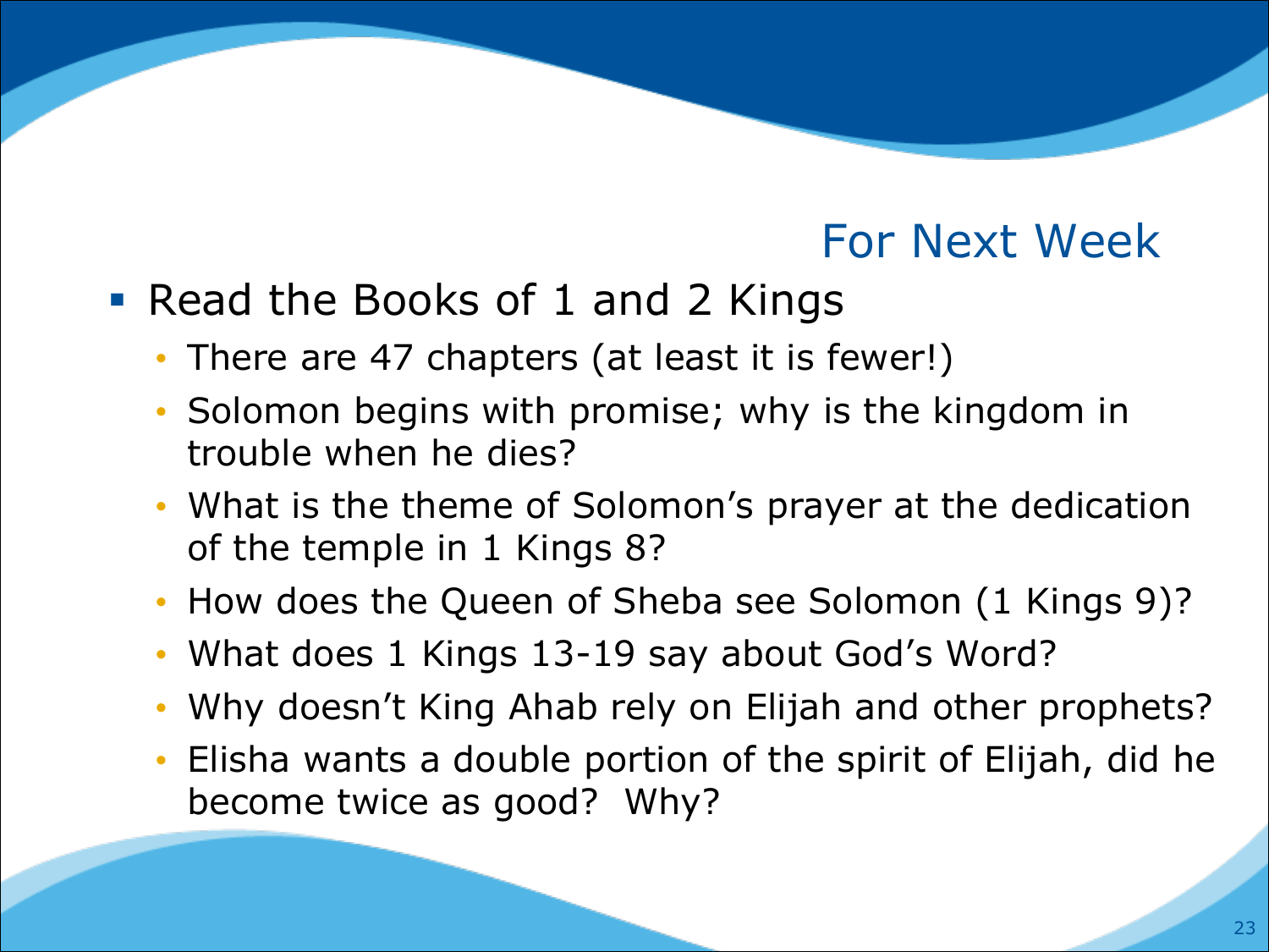## For Next Week

- Read the Books of 1 and 2 Kings
  - There are 47 chapters (at least it is fewer!)
  - Solomon begins with promise; why is the kingdom in trouble when he dies?
  - What is the theme of Solomon's prayer at the dedication of the temple in 1 Kings 8?
  - How does the Queen of Sheba see Solomon (1 Kings 9)?
  - What does 1 Kings 13-19 say about God's Word?
  - Why doesn't King Ahab rely on Elijah and other prophets?
  - Elisha wants a double portion of the spirit of Elijah, did he become twice as good? Why?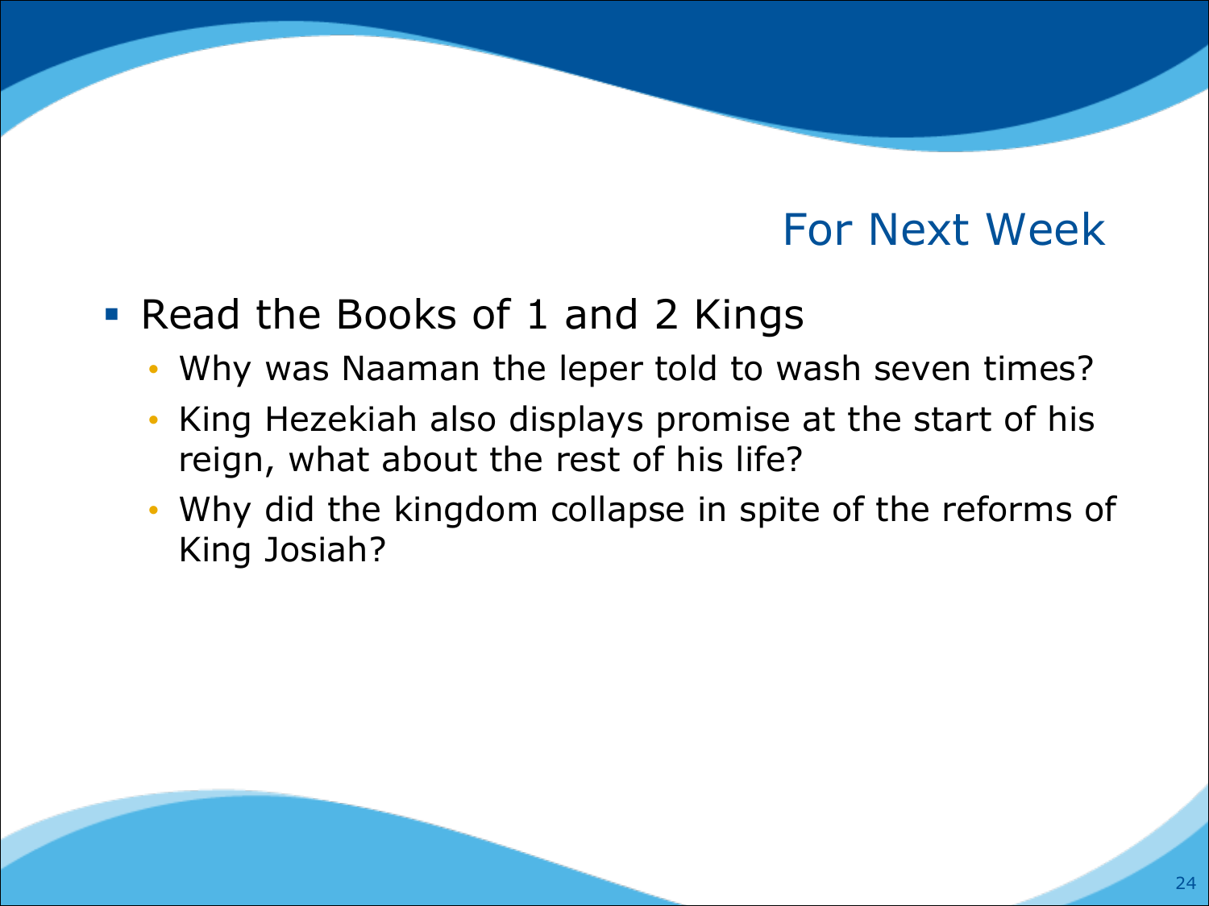## For Next Week

- Read the Books of 1 and 2 Kings
  - Why was Naaman the leper told to wash seven times?
  - King Hezekiah also displays promise at the start of his reign, what about the rest of his life?
  - Why did the kingdom collapse in spite of the reforms of King Josiah?